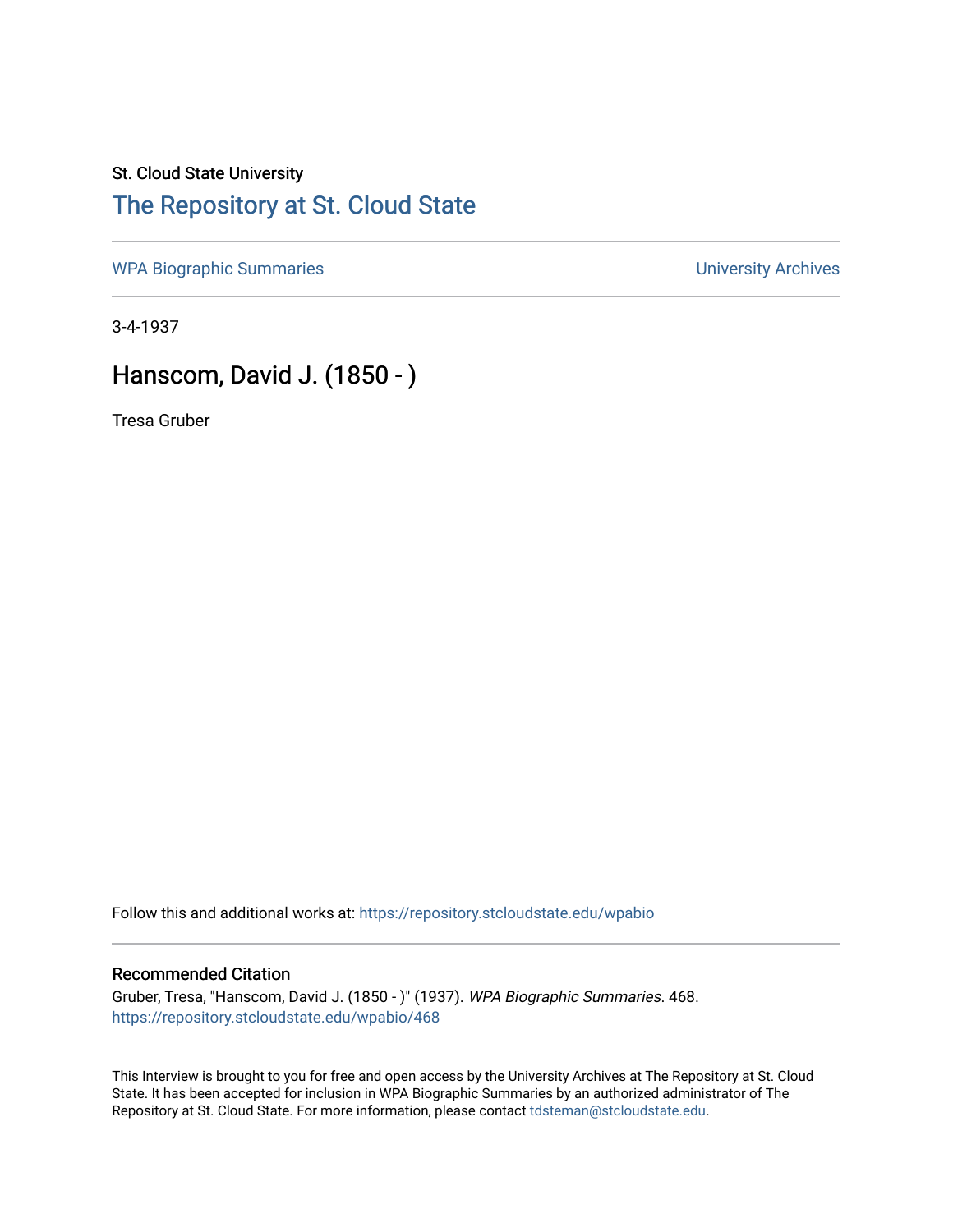St. Cloud State University

# The Repository at St. Cloud State

WPA Biographic Summaries

University Archives

3-4-1937

## Hanscom, David J. (1850 - )

Tresa Gruber

Follow this and additional works at: https://repository.stcloudstate.edu/wpabio

### Recommended Citation

Gruber, Tresa, "Hanscom, David J. (1850 - )" (1937). *WPA Biographic Summaries*. 468.
https://repository.stcloudstate.edu/wpabio/468

This Interview is brought to you for free and open access by the University Archives at The Repository at St. Cloud State. It has been accepted for inclusion in WPA Biographic Summaries by an authorized administrator of The Repository at St. Cloud State. For more information, please contact tdsteman@stcloudstate.edu.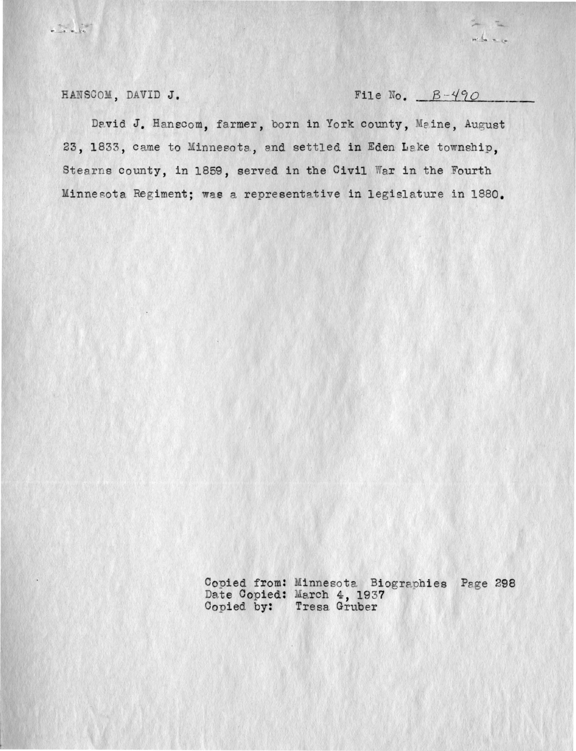HANSCOM, DAVID J. File No. B-490

David J. Hanscom, farmer, born in York county, Maine, August 23, 1833, came to Minnesota, and settled in Eden Lake township, Stearns county, in 1859, served in the Civil War in the Fourth Minnesota Regiment; was a representative in legislature in 1880.

Copied from: Minnesota Biographies Page 298
Date Copied: March 4, 1937
Copied by: Tresa Gruber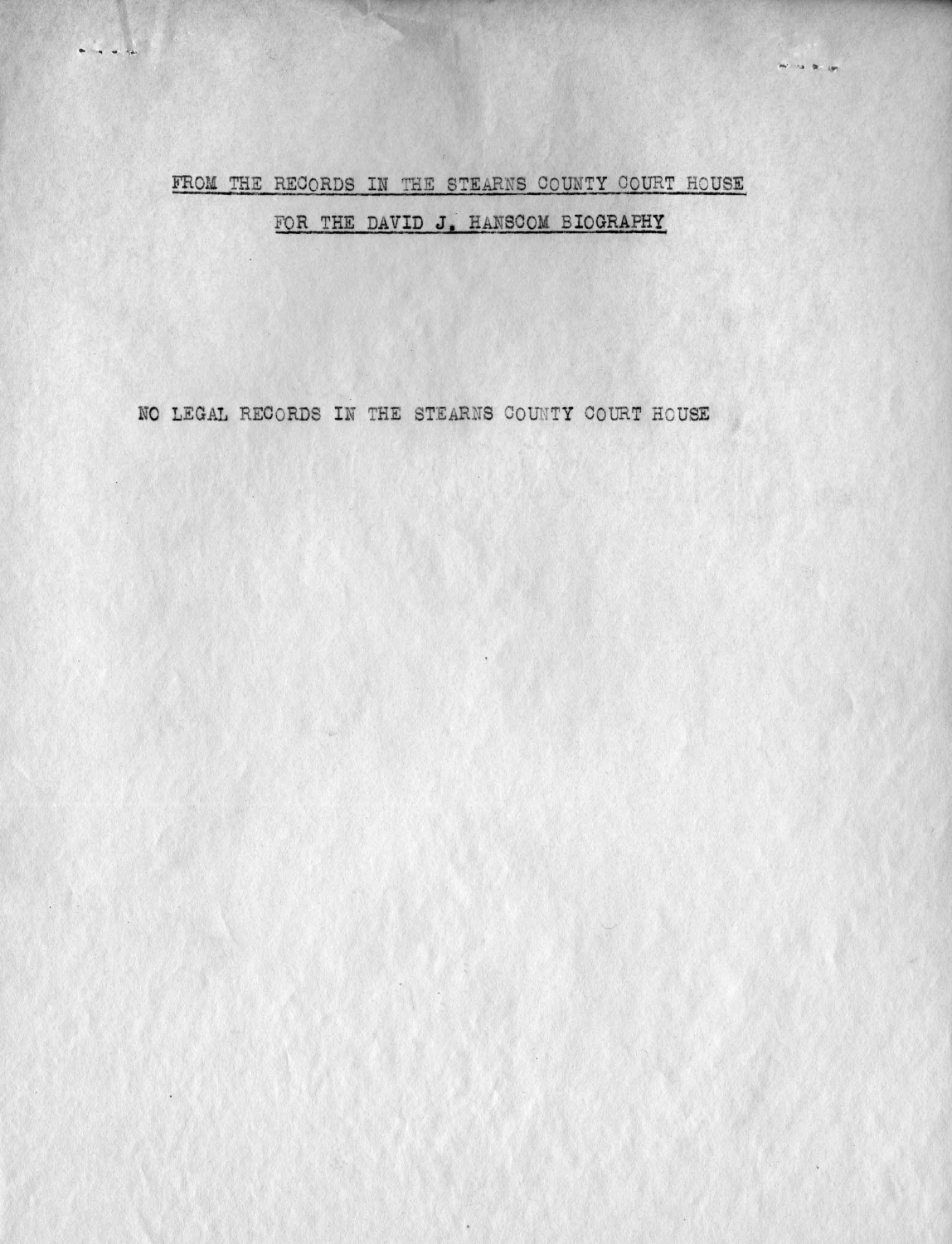FROM THE RECORDS IN THE STEARNS COUNTY COURT HOUSE

FOR THE DAVID J. HANSCOM BIOGRAPHY

NO LEGAL RECORDS IN THE STEARNS COUNTY COURT HOUSE